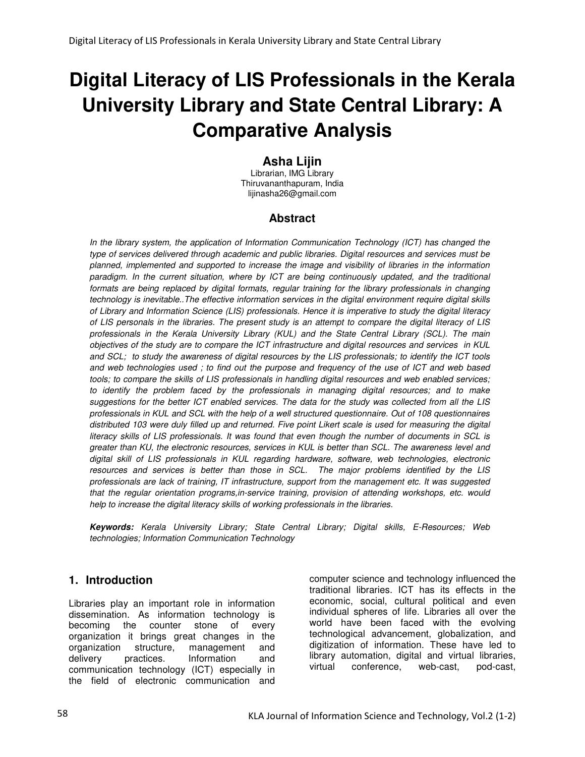# Digital Literacy of LIS Professionals in the Kerala University Library and State Central Library: A Comparative Analysis

**Asha Lijin**
Librarian, IMG Library
Thiruvananthapuram, India
lijinasha26@gmail.com

## Abstract

*In the library system, the application of Information Communication Technology (ICT) has changed the type of services delivered through academic and public libraries. Digital resources and services must be planned, implemented and supported to increase the image and visibility of libraries in the information paradigm. In the current situation, where by ICT are being continuously updated, and the traditional formats are being replaced by digital formats, regular training for the library professionals in changing technology is inevitable..The effective information services in the digital environment require digital skills of Library and Information Science (LIS) professionals. Hence it is imperative to study the digital literacy of LIS personals in the libraries. The present study is an attempt to compare the digital literacy of LIS professionals in the Kerala University Library (KUL) and the State Central Library (SCL). The main objectives of the study are to compare the ICT infrastructure and digital resources and services in KUL and SCL; to study the awareness of digital resources by the LIS professionals; to identify the ICT tools and web technologies used ; to find out the purpose and frequency of the use of ICT and web based tools; to compare the skills of LIS professionals in handling digital resources and web enabled services; to identify the problem faced by the professionals in managing digital resources; and to make suggestions for the better ICT enabled services. The data for the study was collected from all the LIS professionals in KUL and SCL with the help of a well structured questionnaire. Out of 108 questionnaires distributed 103 were duly filled up and returned. Five point Likert scale is used for measuring the digital literacy skills of LIS professionals. It was found that even though the number of documents in SCL is greater than KU, the electronic resources, services in KUL is better than SCL. The awareness level and digital skill of LIS professionals in KUL regarding hardware, software, web technologies, electronic resources and services is better than those in SCL. The major problems identified by the LIS professionals are lack of training, IT infrastructure, support from the management etc. It was suggested that the regular orientation programs,in-service training, provision of attending workshops, etc. would help to increase the digital literacy skills of working professionals in the libraries.*

***Keywords:*** *Kerala University Library; State Central Library; Digital skills, E-Resources; Web technologies; Information Communication Technology*

## 1. Introduction

Libraries play an important role in information dissemination. As information technology is becoming the counter stone of every organization it brings great changes in the organization structure, management and delivery practices. Information and communication technology (ICT) especially in the field of electronic communication and computer science and technology influenced the traditional libraries. ICT has its effects in the economic, social, cultural political and even individual spheres of life. Libraries all over the world have been faced with the evolving technological advancement, globalization, and digitization of information. These have led to library automation, digital and virtual libraries, virtual conference, web-cast, pod-cast,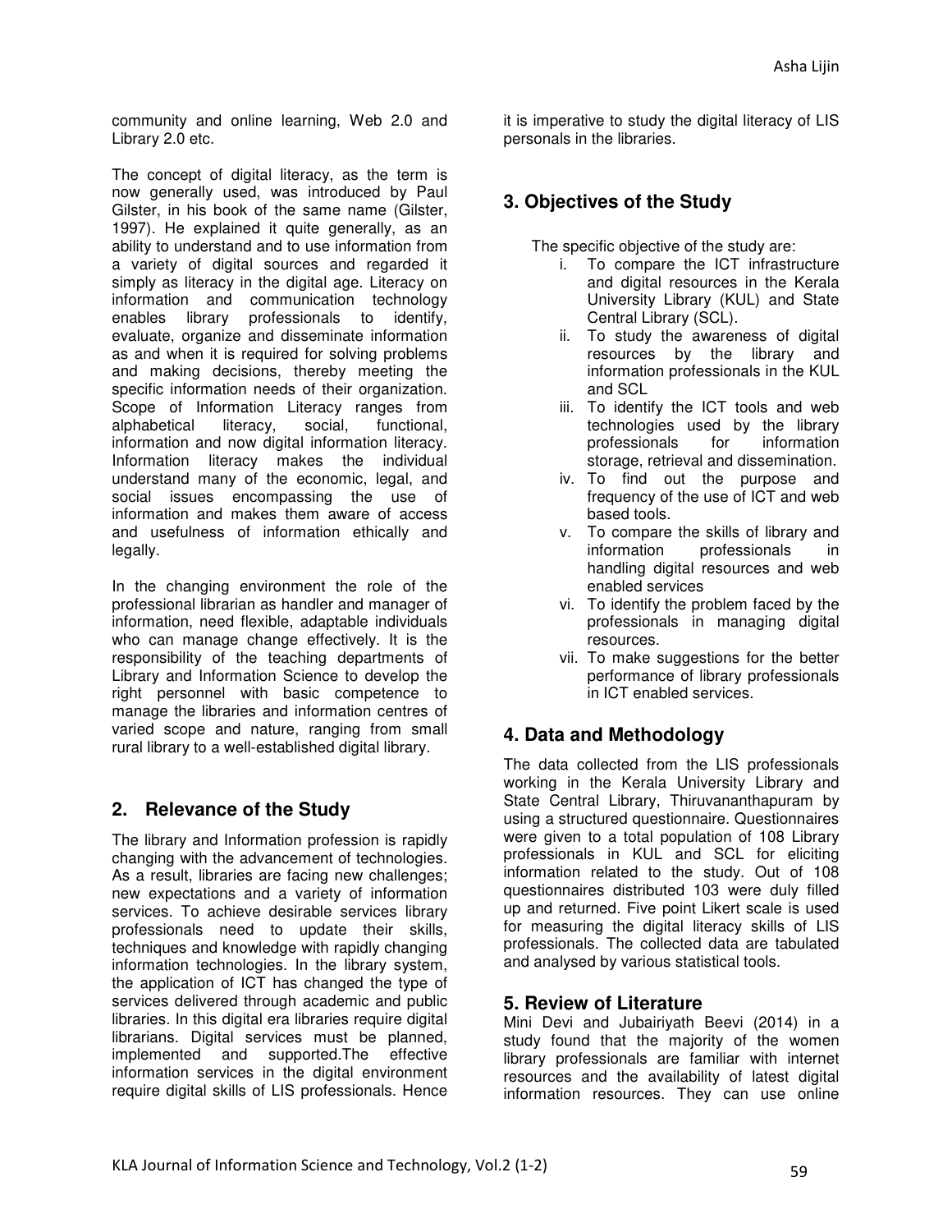community and online learning, Web 2.0 and Library 2.0 etc.

The concept of digital literacy, as the term is now generally used, was introduced by Paul Gilster, in his book of the same name (Gilster, 1997). He explained it quite generally, as an ability to understand and to use information from a variety of digital sources and regarded it simply as literacy in the digital age. Literacy on information and communication technology enables library professionals to identify, evaluate, organize and disseminate information as and when it is required for solving problems and making decisions, thereby meeting the specific information needs of their organization. Scope of Information Literacy ranges from alphabetical literacy, social, functional, information and now digital information literacy. Information literacy makes the individual understand many of the economic, legal, and social issues encompassing the use of information and makes them aware of access and usefulness of information ethically and legally.

In the changing environment the role of the professional librarian as handler and manager of information, need flexible, adaptable individuals who can manage change effectively. It is the responsibility of the teaching departments of Library and Information Science to develop the right personnel with basic competence to manage the libraries and information centres of varied scope and nature, ranging from small rural library to a well-established digital library.

## 2. Relevance of the Study

The library and Information profession is rapidly changing with the advancement of technologies. As a result, libraries are facing new challenges; new expectations and a variety of information services. To achieve desirable services library professionals need to update their skills, techniques and knowledge with rapidly changing information technologies. In the library system, the application of ICT has changed the type of services delivered through academic and public libraries. In this digital era libraries require digital librarians. Digital services must be planned, implemented and supported.The effective information services in the digital environment require digital skills of LIS professionals. Hence it is imperative to study the digital literacy of LIS personals in the libraries.

## 3. Objectives of the Study

The specific objective of the study are:

i. To compare the ICT infrastructure and digital resources in the Kerala University Library (KUL) and State Central Library (SCL).
ii. To study the awareness of digital resources by the library and information professionals in the KUL and SCL
iii. To identify the ICT tools and web technologies used by the library professionals for information storage, retrieval and dissemination.
iv. To find out the purpose and frequency of the use of ICT and web based tools.
v. To compare the skills of library and information professionals in handling digital resources and web enabled services
vi. To identify the problem faced by the professionals in managing digital resources.
vii. To make suggestions for the better performance of library professionals in ICT enabled services.

## 4. Data and Methodology

The data collected from the LIS professionals working in the Kerala University Library and State Central Library, Thiruvananthapuram by using a structured questionnaire. Questionnaires were given to a total population of 108 Library professionals in KUL and SCL for eliciting information related to the study. Out of 108 questionnaires distributed 103 were duly filled up and returned. Five point Likert scale is used for measuring the digital literacy skills of LIS professionals. The collected data are tabulated and analysed by various statistical tools.

## 5. Review of Literature

Mini Devi and Jubairiyath Beevi (2014) in a study found that the majority of the women library professionals are familiar with internet resources and the availability of latest digital information resources. They can use online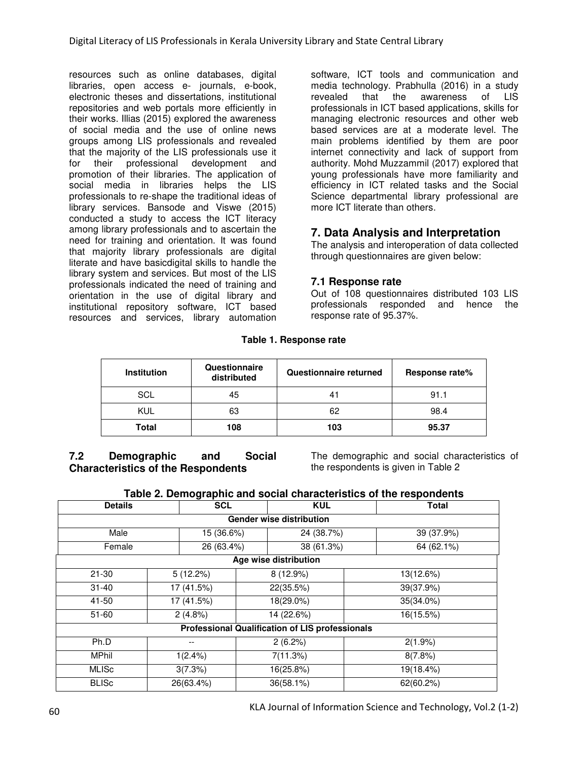resources such as online databases, digital libraries, open access e- journals, e-book, electronic theses and dissertations, institutional repositories and web portals more efficiently in their works. Illias (2015) explored the awareness of social media and the use of online news groups among LIS professionals and revealed that the majority of the LIS professionals use it for their professional development and promotion of their libraries. The application of social media in libraries helps the LIS professionals to re-shape the traditional ideas of library services. Bansode and Viswe (2015) conducted a study to access the ICT literacy among library professionals and to ascertain the need for training and orientation. It was found that majority library professionals are digital literate and have basicdigital skills to handle the library system and services. But most of the LIS professionals indicated the need of training and orientation in the use of digital library and institutional repository software, ICT based resources and services, library automation software, ICT tools and communication and media technology. Prabhulla (2016) in a study revealed that the awareness of LIS professionals in ICT based applications, skills for managing electronic resources and other web based services are at a moderate level. The main problems identified by them are poor internet connectivity and lack of support from authority. Mohd Muzzammil (2017) explored that young professionals have more familiarity and efficiency in ICT related tasks and the Social Science departmental library professional are more ICT literate than others.

## 7. Data Analysis and Interpretation

The analysis and interoperation of data collected through questionnaires are given below:

### 7.1 Response rate

Out of 108 questionnaires distributed 103 LIS professionals responded and hence the response rate of 95.37%.

**Table 1. Response rate**

| Institution | Questionnaire distributed | Questionnaire returned | Response rate% |
|---|---|---|---|
| SCL | 45 | 41 | 91.1 |
| KUL | 63 | 62 | 98.4 |
| **Total** | **108** | **103** | **95.37** |

### 7.2 Demographic and Social Characteristics of the Respondents

The demographic and social characteristics of the respondents is given in Table 2

**Table 2. Demographic and social characteristics of the respondents**

| Details | SCL | KUL | Total |
|---|---|---|---|
| **Gender wise distribution** | | | |
| Male | 15 (36.6%) | 24 (38.7%) | 39 (37.9%) |
| Female | 26 (63.4%) | 38 (61.3%) | 64 (62.1%) |
| **Age wise distribution** | | | |
| 21-30 | 5 (12.2%) | 8 (12.9%) | 13(12.6%) |
| 31-40 | 17 (41.5%) | 22(35.5%) | 39(37.9%) |
| 41-50 | 17 (41.5%) | 18(29.0%) | 35(34.0%) |
| 51-60 | 2 (4.8%) | 14 (22.6%) | 16(15.5%) |
| **Professional Qualification of LIS professionals** | | | |
| Ph.D | -- | 2 (6.2%) | 2(1.9%) |
| MPhil | 1(2.4%) | 7(11.3%) | 8(7.8%) |
| MLISc | 3(7.3%) | 16(25.8%) | 19(18.4%) |
| BLISc | 26(63.4%) | 36(58.1%) | 62(60.2%) |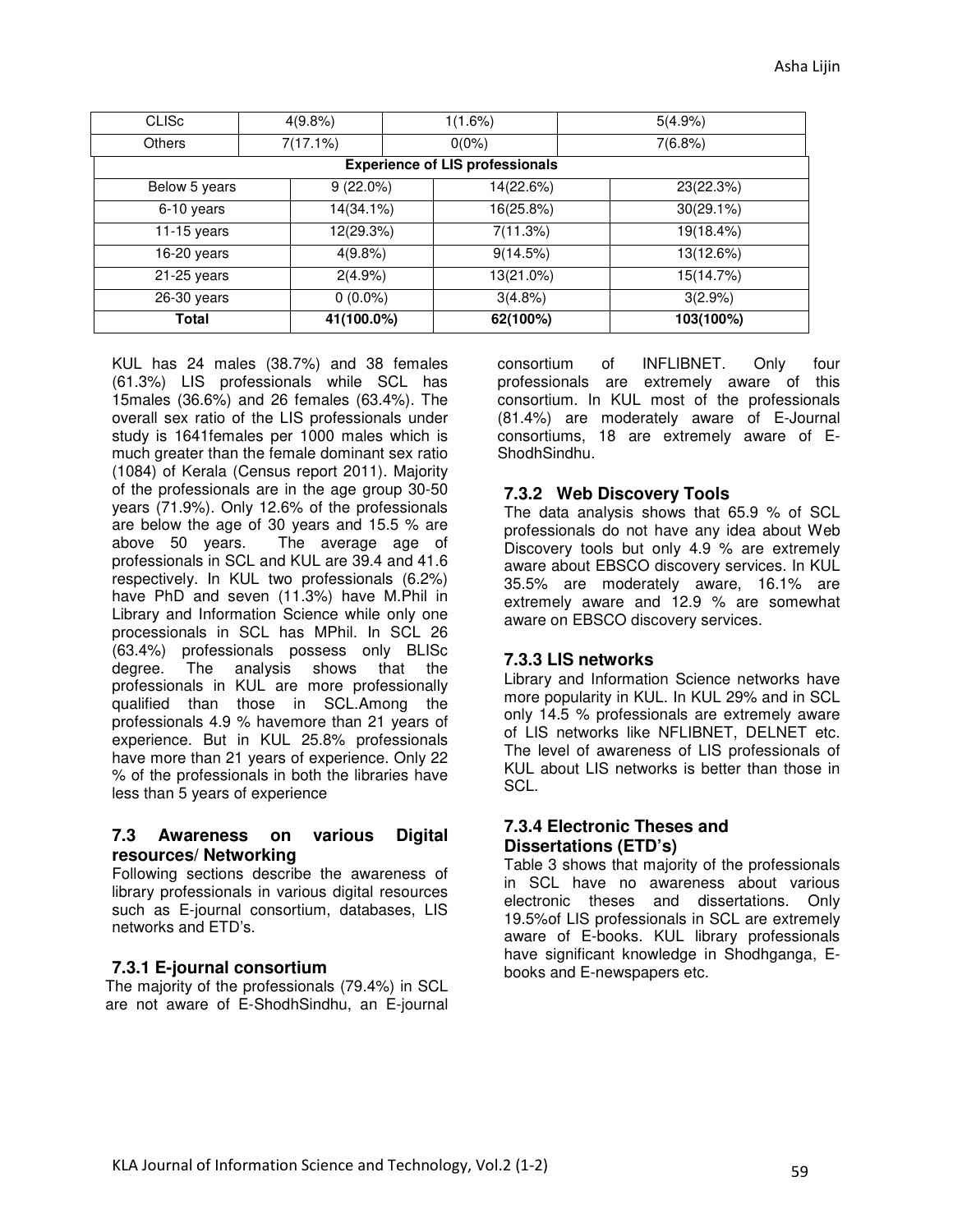| CLISc | 4(9.8%) | 1(1.6%) | 5(4.9%) |
|---|---|---|---|
| Others | 7(17.1%) | 0(0%) | 7(6.8%) |
| **Experience of LIS professionals** | | | |
| Below 5 years | 9 (22.0%) | 14(22.6%) | 23(22.3%) |
| 6-10 years | 14(34.1%) | 16(25.8%) | 30(29.1%) |
| 11-15 years | 12(29.3%) | 7(11.3%) | 19(18.4%) |
| 16-20 years | 4(9.8%) | 9(14.5%) | 13(12.6%) |
| 21-25 years | 2(4.9%) | 13(21.0%) | 15(14.7%) |
| 26-30 years | 0 (0.0%) | 3(4.8%) | 3(2.9%) |
| **Total** | **41(100.0%)** | **62(100%)** | **103(100%)** |

KUL has 24 males (38.7%) and 38 females (61.3%) LIS professionals while SCL has 15males (36.6%) and 26 females (63.4%). The overall sex ratio of the LIS professionals under study is 1641females per 1000 males which is much greater than the female dominant sex ratio (1084) of Kerala (Census report 2011). Majority of the professionals are in the age group 30-50 years (71.9%). Only 12.6% of the professionals are below the age of 30 years and 15.5 % are above 50 years. The average age of professionals in SCL and KUL are 39.4 and 41.6 respectively. In KUL two professionals (6.2%) have PhD and seven (11.3%) have M.Phil in Library and Information Science while only one processionals in SCL has MPhil. In SCL 26 (63.4%) professionals possess only BLISc degree. The analysis shows that the professionals in KUL are more professionally qualified than those in SCL.Among the professionals 4.9 % havemore than 21 years of experience. But in KUL 25.8% professionals have more than 21 years of experience. Only 22 % of the professionals in both the libraries have less than 5 years of experience

### 7.3 Awareness on various Digital resources/ Networking

Following sections describe the awareness of library professionals in various digital resources such as E-journal consortium, databases, LIS networks and ETD's.

### 7.3.1 E-journal consortium

The majority of the professionals (79.4%) in SCL are not aware of E-ShodhSindhu, an E-journal consortium of INFLIBNET. Only four professionals are extremely aware of this consortium. In KUL most of the professionals (81.4%) are moderately aware of E-Journal consortiums, 18 are extremely aware of E-ShodhSindhu.

### 7.3.2 Web Discovery Tools

The data analysis shows that 65.9 % of SCL professionals do not have any idea about Web Discovery tools but only 4.9 % are extremely aware about EBSCO discovery services. In KUL 35.5% are moderately aware, 16.1% are extremely aware and 12.9 % are somewhat aware on EBSCO discovery services.

### 7.3.3 LIS networks

Library and Information Science networks have more popularity in KUL. In KUL 29% and in SCL only 14.5 % professionals are extremely aware of LIS networks like NFLIBNET, DELNET etc. The level of awareness of LIS professionals of KUL about LIS networks is better than those in SCL.

### 7.3.4 Electronic Theses and Dissertations (ETD's)

Table 3 shows that majority of the professionals in SCL have no awareness about various electronic theses and dissertations. Only 19.5%of LIS professionals in SCL are extremely aware of E-books. KUL library professionals have significant knowledge in Shodhganga, E-books and E-newspapers etc.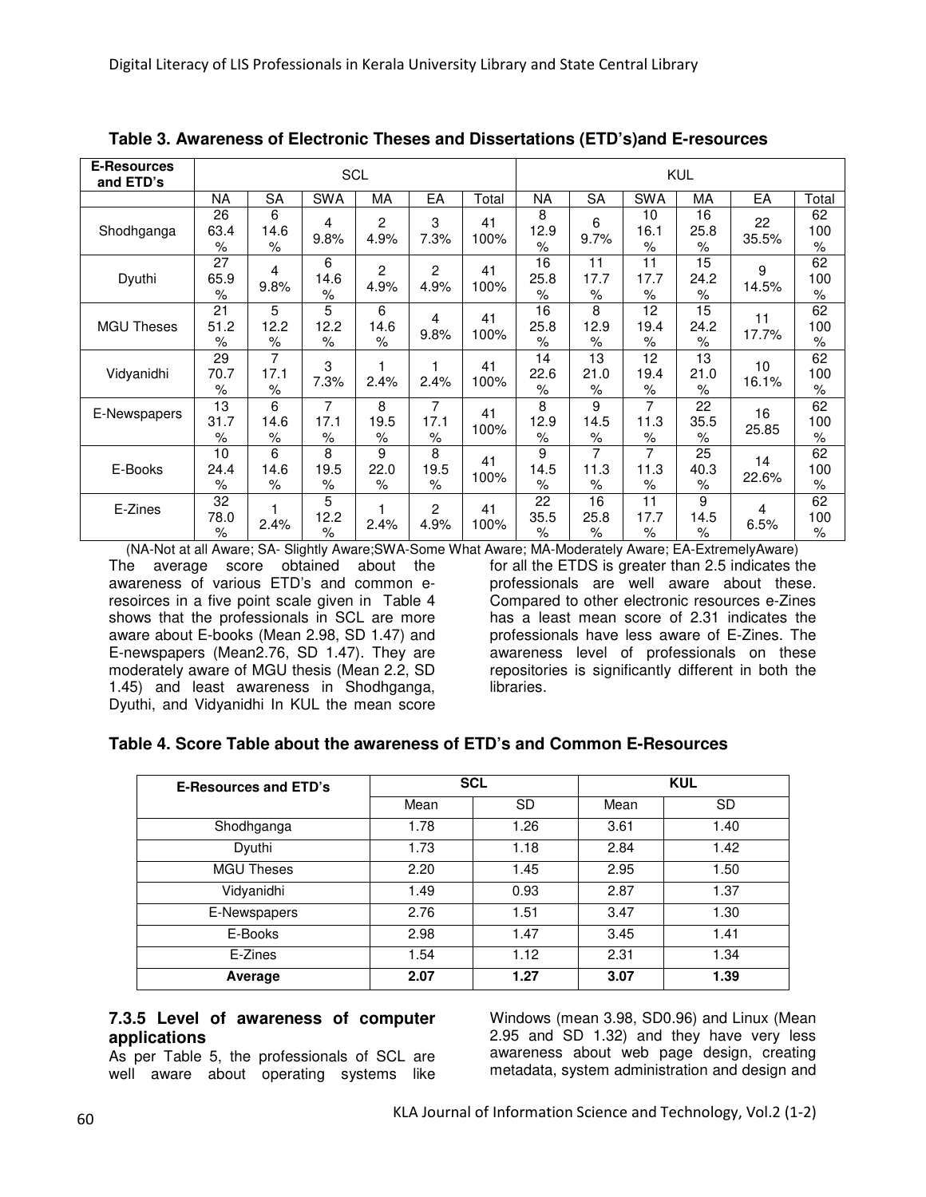**Table 3. Awareness of Electronic Theses and Dissertations (ETD's)and E-resources**

| E-Resources and ETD's | SCL | | | | | | KUL | | | | | |
|---|---|---|---|---|---|---|---|---|---|---|---|---|
| | NA | SA | SWA | MA | EA | Total | NA | SA | SWA | MA | EA | Total |
| Shodhganga | 26 63.4 % | 6 14.6 % | 4 9.8% | 2 4.9% | 3 7.3% | 41 100% | 8 12.9 % | 6 9.7% | 10 16.1 % | 16 25.8 % | 22 35.5% | 62 100 % |
| Dyuthi | 27 65.9 % | 4 9.8% | 6 14.6 % | 2 4.9% | 2 4.9% | 41 100% | 16 25.8 % | 11 17.7 % | 11 17.7 % | 15 24.2 % | 9 14.5% | 62 100 % |
| MGU Theses | 21 51.2 % | 5 12.2 % | 5 12.2 % | 6 14.6 % | 4 9.8% | 41 100% | 16 25.8 % | 8 12.9 % | 12 19.4 % | 15 24.2 % | 11 17.7% | 62 100 % |
| Vidyanidhi | 29 70.7 % | 7 17.1 % | 3 7.3% | 1 2.4% | 1 2.4% | 41 100% | 14 22.6 % | 13 21.0 % | 12 19.4 % | 13 21.0 % | 10 16.1% | 62 100 % |
| E-Newspapers | 13 31.7 % | 6 14.6 % | 7 17.1 % | 8 19.5 % | 7 17.1 % | 41 100% | 8 12.9 % | 9 14.5 % | 7 11.3 % | 22 35.5 % | 16 25.85 | 62 100 % |
| E-Books | 10 24.4 % | 6 14.6 % | 8 19.5 % | 9 22.0 % | 8 19.5 % | 41 100% | 9 14.5 % | 7 11.3 % | 7 11.3 % | 25 40.3 % | 14 22.6% | 62 100 % |
| E-Zines | 32 78.0 % | 1 2.4% | 5 12.2 % | 1 2.4% | 2 4.9% | 41 100% | 22 35.5 % | 16 25.8 % | 11 17.7 % | 9 14.5 % | 4 6.5% | 62 100 % |

(NA-Not at all Aware; SA- Slightly Aware;SWA-Some What Aware; MA-Moderately Aware; EA-ExtremelyAware)

The average score obtained about the awareness of various ETD's and common e-resoirces in a five point scale given in Table 4 shows that the professionals in SCL are more aware about E-books (Mean 2.98, SD 1.47) and E-newspapers (Mean2.76, SD 1.47). They are moderately aware of MGU thesis (Mean 2.2, SD 1.45) and least awareness in Shodhganga, Dyuthi, and Vidyanidhi In KUL the mean score for all the ETDS is greater than 2.5 indicates the professionals are well aware about these. Compared to other electronic resources e-Zines has a least mean score of 2.31 indicates the professionals have less aware of E-Zines. The awareness level of professionals on these repositories is significantly different in both the libraries.

**Table 4. Score Table about the awareness of ETD's and Common E-Resources**

| E-Resources and ETD's | SCL | | KUL | |
|---|---|---|---|---|
| | Mean | SD | Mean | SD |
| Shodhganga | 1.78 | 1.26 | 3.61 | 1.40 |
| Dyuthi | 1.73 | 1.18 | 2.84 | 1.42 |
| MGU Theses | 2.20 | 1.45 | 2.95 | 1.50 |
| Vidyanidhi | 1.49 | 0.93 | 2.87 | 1.37 |
| E-Newspapers | 2.76 | 1.51 | 3.47 | 1.30 |
| E-Books | 2.98 | 1.47 | 3.45 | 1.41 |
| E-Zines | 1.54 | 1.12 | 2.31 | 1.34 |
| **Average** | **2.07** | **1.27** | **3.07** | **1.39** |

### 7.3.5 Level of awareness of computer applications

As per Table 5, the professionals of SCL are well aware about operating systems like Windows (mean 3.98, SD0.96) and Linux (Mean 2.95 and SD 1.32) and they have very less awareness about web page design, creating metadata, system administration and design and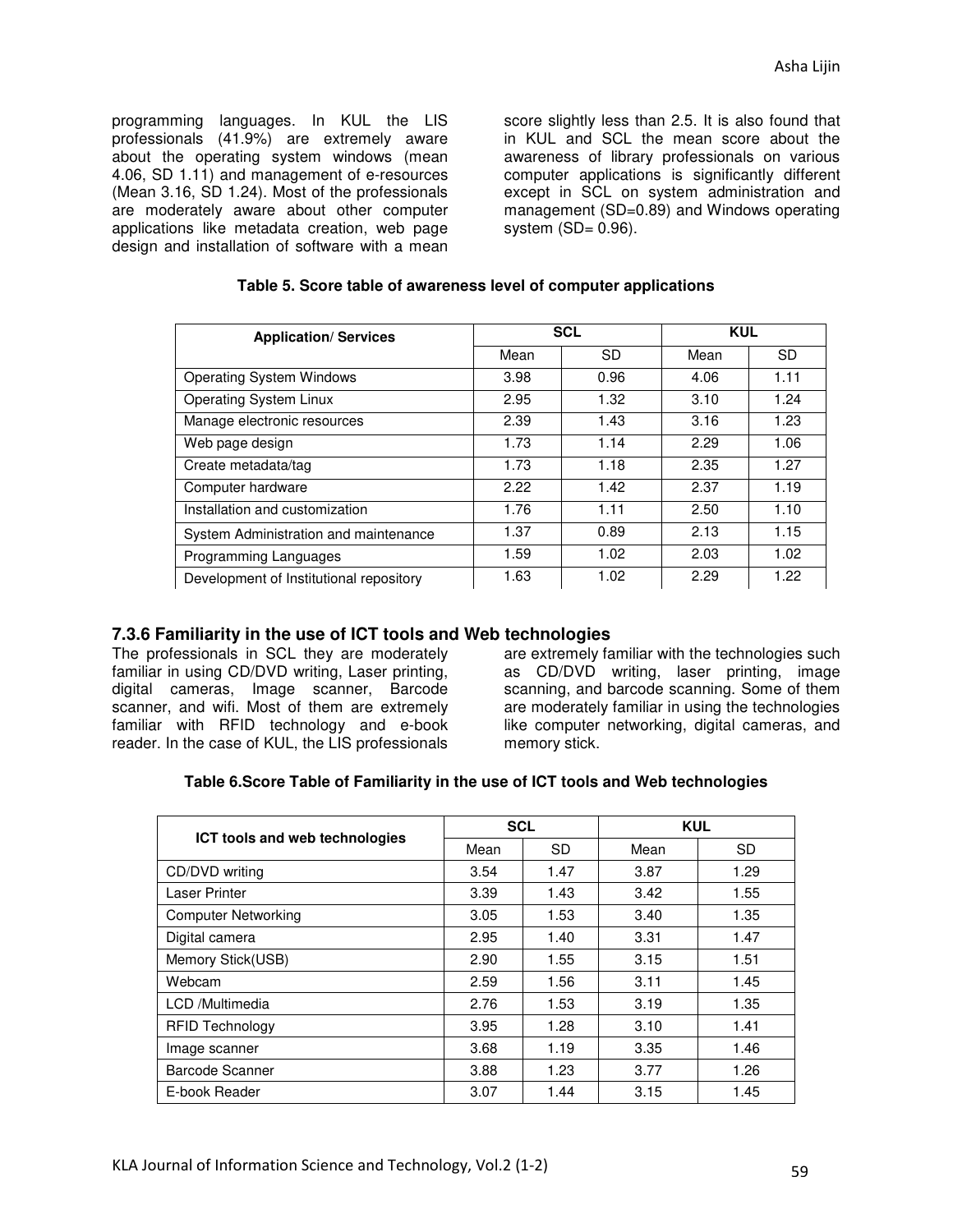programming languages. In KUL the LIS professionals (41.9%) are extremely aware about the operating system windows (mean 4.06, SD 1.11) and management of e-resources (Mean 3.16, SD 1.24). Most of the professionals are moderately aware about other computer applications like metadata creation, web page design and installation of software with a mean score slightly less than 2.5. It is also found that in KUL and SCL the mean score about the awareness of library professionals on various computer applications is significantly different except in SCL on system administration and management (SD=0.89) and Windows operating system (SD= 0.96).

**Table 5. Score table of awareness level of computer applications**

| Application/ Services | SCL | | KUL | |
|---|---|---|---|---|
| | Mean | SD | Mean | SD |
| Operating System Windows | 3.98 | 0.96 | 4.06 | 1.11 |
| Operating System Linux | 2.95 | 1.32 | 3.10 | 1.24 |
| Manage electronic resources | 2.39 | 1.43 | 3.16 | 1.23 |
| Web page design | 1.73 | 1.14 | 2.29 | 1.06 |
| Create metadata/tag | 1.73 | 1.18 | 2.35 | 1.27 |
| Computer hardware | 2.22 | 1.42 | 2.37 | 1.19 |
| Installation and customization | 1.76 | 1.11 | 2.50 | 1.10 |
| System Administration and maintenance | 1.37 | 0.89 | 2.13 | 1.15 |
| Programming Languages | 1.59 | 1.02 | 2.03 | 1.02 |
| Development of Institutional repository | 1.63 | 1.02 | 2.29 | 1.22 |

### 7.3.6 Familiarity in the use of ICT tools and Web technologies

The professionals in SCL they are moderately familiar in using CD/DVD writing, Laser printing, digital cameras, Image scanner, Barcode scanner, and wifi. Most of them are extremely familiar with RFID technology and e-book reader. In the case of KUL, the LIS professionals are extremely familiar with the technologies such as CD/DVD writing, laser printing, image scanning, and barcode scanning. Some of them are moderately familiar in using the technologies like computer networking, digital cameras, and memory stick.

**Table 6.Score Table of Familiarity in the use of ICT tools and Web technologies**

| ICT tools and web technologies | SCL | | KUL | |
|---|---|---|---|---|
| | Mean | SD | Mean | SD |
| CD/DVD writing | 3.54 | 1.47 | 3.87 | 1.29 |
| Laser Printer | 3.39 | 1.43 | 3.42 | 1.55 |
| Computer Networking | 3.05 | 1.53 | 3.40 | 1.35 |
| Digital camera | 2.95 | 1.40 | 3.31 | 1.47 |
| Memory Stick(USB) | 2.90 | 1.55 | 3.15 | 1.51 |
| Webcam | 2.59 | 1.56 | 3.11 | 1.45 |
| LCD /Multimedia | 2.76 | 1.53 | 3.19 | 1.35 |
| RFID Technology | 3.95 | 1.28 | 3.10 | 1.41 |
| Image scanner | 3.68 | 1.19 | 3.35 | 1.46 |
| Barcode Scanner | 3.88 | 1.23 | 3.77 | 1.26 |
| E-book Reader | 3.07 | 1.44 | 3.15 | 1.45 |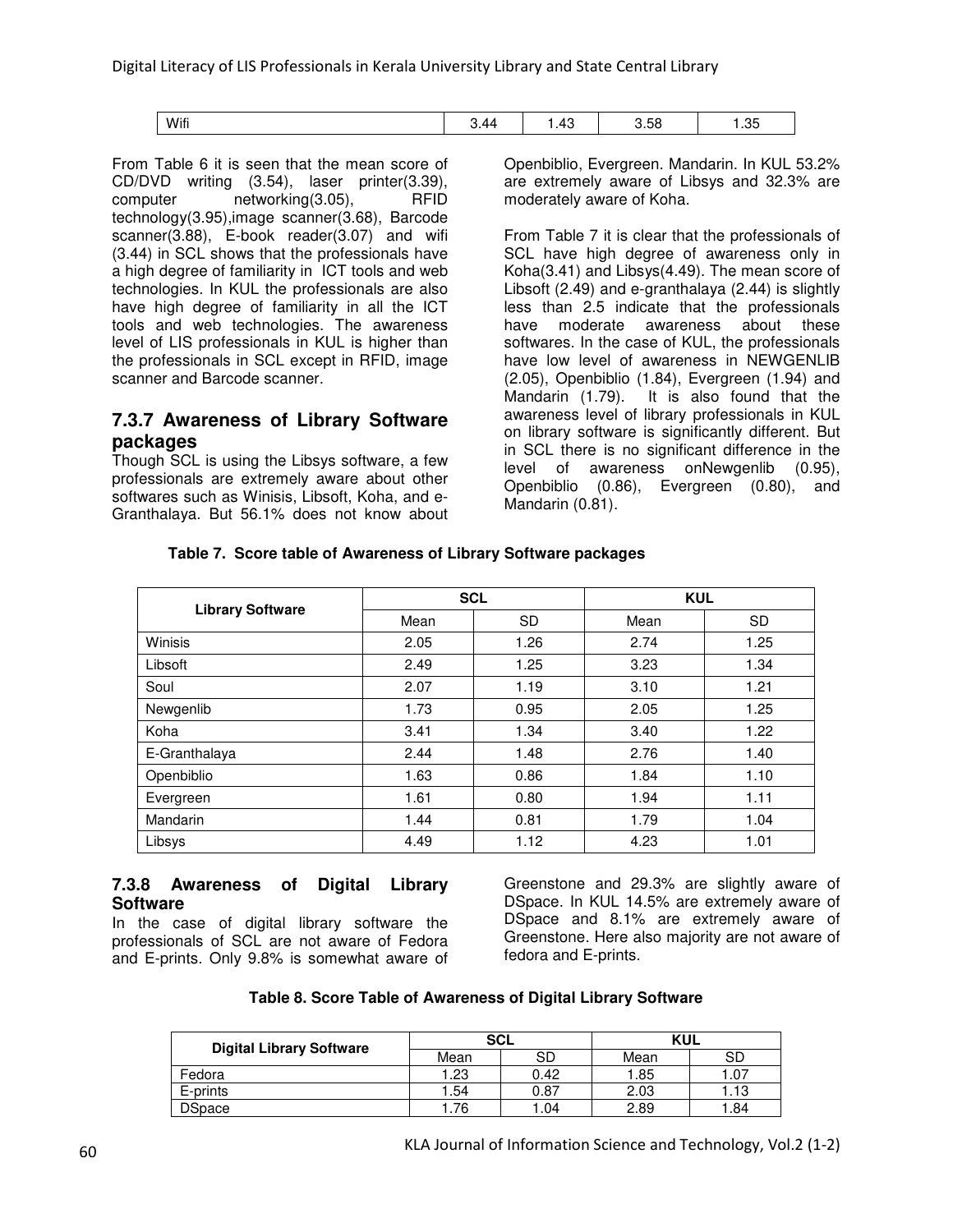| Wifi | 3.44 | 1.43 | 3.58 | 1.35 |
|---|---|---|---|---|

From Table 6 it is seen that the mean score of CD/DVD writing (3.54), laser printer(3.39), computer networking(3.05), RFID technology(3.95),image scanner(3.68), Barcode scanner(3.88), E-book reader(3.07) and wifi (3.44) in SCL shows that the professionals have a high degree of familiarity in ICT tools and web technologies. In KUL the professionals are also have high degree of familiarity in all the ICT tools and web technologies. The awareness level of LIS professionals in KUL is higher than the professionals in SCL except in RFID, image scanner and Barcode scanner.

## 7.3.7 Awareness of Library Software packages

Though SCL is using the Libsys software, a few professionals are extremely aware about other softwares such as Winisis, Libsoft, Koha, and e-Granthalaya. But 56.1% does not know about Openbiblio, Evergreen. Mandarin. In KUL 53.2% are extremely aware of Libsys and 32.3% are moderately aware of Koha.

From Table 7 it is clear that the professionals of SCL have high degree of awareness only in Koha(3.41) and Libsys(4.49). The mean score of Libsoft (2.49) and e-granthalaya (2.44) is slightly less than 2.5 indicate that the professionals have moderate awareness about these softwares. In the case of KUL, the professionals have low level of awareness in NEWGENLIB (2.05), Openbiblio (1.84), Evergreen (1.94) and Mandarin (1.79). It is also found that the awareness level of library professionals in KUL on library software is significantly different. But in SCL there is no significant difference in the level of awareness onNewgenlib (0.95), Openbiblio (0.86), Evergreen (0.80), and Mandarin (0.81).

**Table 7. Score table of Awareness of Library Software packages**

| Library Software | SCL | | KUL | |
|---|---|---|---|---|
| | Mean | SD | Mean | SD |
| Winisis | 2.05 | 1.26 | 2.74 | 1.25 |
| Libsoft | 2.49 | 1.25 | 3.23 | 1.34 |
| Soul | 2.07 | 1.19 | 3.10 | 1.21 |
| Newgenlib | 1.73 | 0.95 | 2.05 | 1.25 |
| Koha | 3.41 | 1.34 | 3.40 | 1.22 |
| E-Granthalaya | 2.44 | 1.48 | 2.76 | 1.40 |
| Openbiblio | 1.63 | 0.86 | 1.84 | 1.10 |
| Evergreen | 1.61 | 0.80 | 1.94 | 1.11 |
| Mandarin | 1.44 | 0.81 | 1.79 | 1.04 |
| Libsys | 4.49 | 1.12 | 4.23 | 1.01 |

## 7.3.8 Awareness of Digital Library Software

In the case of digital library software the professionals of SCL are not aware of Fedora and E-prints. Only 9.8% is somewhat aware of Greenstone and 29.3% are slightly aware of DSpace. In KUL 14.5% are extremely aware of DSpace and 8.1% are extremely aware of Greenstone. Here also majority are not aware of fedora and E-prints.

**Table 8. Score Table of Awareness of Digital Library Software**

| Digital Library Software | SCL | | KUL | |
|---|---|---|---|---|
| | Mean | SD | Mean | SD |
| Fedora | 1.23 | 0.42 | 1.85 | 1.07 |
| E-prints | 1.54 | 0.87 | 2.03 | 1.13 |
| DSpace | 1.76 | 1.04 | 2.89 | 1.84 |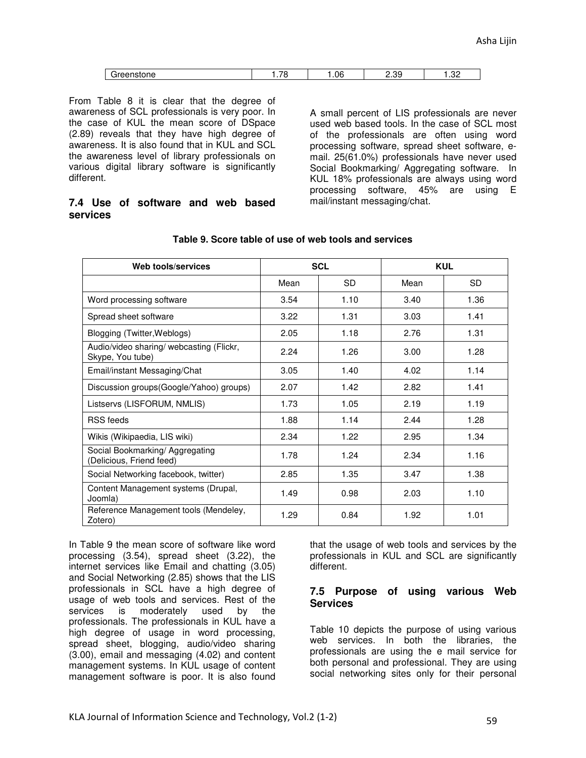| Greenstone | 1.78 | 1.06 | 2.39 | 1.32 |
|---|---|---|---|---|

From Table 8 it is clear that the degree of awareness of SCL professionals is very poor. In the case of KUL the mean score of DSpace (2.89) reveals that they have high degree of awareness. It is also found that in KUL and SCL the awareness level of library professionals on various digital library software is significantly different.

### 7.4 Use of software and web based services

A small percent of LIS professionals are never used web based tools. In the case of SCL most of the professionals are often using word processing software, spread sheet software, e-mail. 25(61.0%) professionals have never used Social Bookmarking/ Aggregating software. In KUL 18% professionals are always using word processing software, 45% are using E mail/instant messaging/chat.

**Table 9. Score table of use of web tools and services**

| Web tools/services | SCL | | KUL | |
|---|---|---|---|---|
| | Mean | SD | Mean | SD |
| Word processing software | 3.54 | 1.10 | 3.40 | 1.36 |
| Spread sheet software | 3.22 | 1.31 | 3.03 | 1.41 |
| Blogging (Twitter,Weblogs) | 2.05 | 1.18 | 2.76 | 1.31 |
| Audio/video sharing/ webcasting (Flickr, Skype, You tube) | 2.24 | 1.26 | 3.00 | 1.28 |
| Email/instant Messaging/Chat | 3.05 | 1.40 | 4.02 | 1.14 |
| Discussion groups(Google/Yahoo) groups) | 2.07 | 1.42 | 2.82 | 1.41 |
| Listservs (LISFORUM, NMLIS) | 1.73 | 1.05 | 2.19 | 1.19 |
| RSS feeds | 1.88 | 1.14 | 2.44 | 1.28 |
| Wikis (Wikipaedia, LIS wiki) | 2.34 | 1.22 | 2.95 | 1.34 |
| Social Bookmarking/ Aggregating (Delicious, Friend feed) | 1.78 | 1.24 | 2.34 | 1.16 |
| Social Networking facebook, twitter) | 2.85 | 1.35 | 3.47 | 1.38 |
| Content Management systems (Drupal, Joomla) | 1.49 | 0.98 | 2.03 | 1.10 |
| Reference Management tools (Mendeley, Zotero) | 1.29 | 0.84 | 1.92 | 1.01 |

In Table 9 the mean score of software like word processing (3.54), spread sheet (3.22), the internet services like Email and chatting (3.05) and Social Networking (2.85) shows that the LIS professionals in SCL have a high degree of usage of web tools and services. Rest of the services is moderately used by the professionals. The professionals in KUL have a high degree of usage in word processing, spread sheet, blogging, audio/video sharing (3.00), email and messaging (4.02) and content management systems. In KUL usage of content management software is poor. It is also found that the usage of web tools and services by the professionals in KUL and SCL are significantly different.

### 7.5 Purpose of using various Web Services

Table 10 depicts the purpose of using various web services. In both the libraries, the professionals are using the e mail service for both personal and professional. They are using social networking sites only for their personal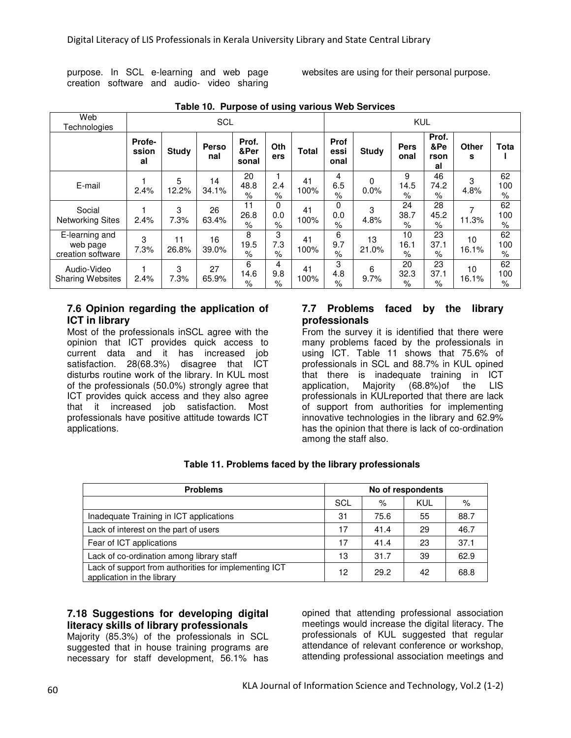purpose. In SCL e-learning and web page creation software and audio- video sharing websites are using for their personal purpose.

**Table 10. Purpose of using various Web Services**

| Web Technologies | SCL | | | | | | KUL | | | | | |
|---|---|---|---|---|---|---|---|---|---|---|---|---|
| | Profe-ssional | Study | Personal | Prof. &Personal | Others | Total | Professional | Study | Personal | Prof. &Personal | Others | Total |
| E-mail | 1 2.4% | 5 12.2% | 14 34.1% | 20 48.8 % | 1 2.4 % | 41 100% | 4 6.5 % | 0 0.0% | 9 14.5 % | 46 74.2 % | 3 4.8% | 62 100 % |
| Social Networking Sites | 1 2.4% | 3 7.3% | 26 63.4% | 11 26.8 % | 0 0.0 % | 41 100% | 0 0.0 % | 3 4.8% | 24 38.7 % | 28 45.2 % | 7 11.3% | 62 100 % |
| E-learning and web page creation software | 3 7.3% | 11 26.8% | 16 39.0% | 8 19.5 % | 3 7.3 % | 41 100% | 6 9.7 % | 13 21.0% | 10 16.1 % | 23 37.1 % | 10 16.1% | 62 100 % |
| Audio-Video Sharing Websites | 1 2.4% | 3 7.3% | 27 65.9% | 6 14.6 % | 4 9.8 % | 41 100% | 3 4.8 % | 6 9.7% | 20 32.3 % | 23 37.1 % | 10 16.1% | 62 100 % |

### 7.6 Opinion regarding the application of ICT in library

Most of the professionals inSCL agree with the opinion that ICT provides quick access to current data and it has increased job satisfaction. 28(68.3%) disagree that ICT disturbs routine work of the library. In KUL most of the professionals (50.0%) strongly agree that ICT provides quick access and they also agree that it increased job satisfaction. Most professionals have positive attitude towards ICT applications.

### 7.7 Problems faced by the library professionals

From the survey it is identified that there were many problems faced by the professionals in using ICT. Table 11 shows that 75.6% of professionals in SCL and 88.7% in KUL opined that there is inadequate training in ICT application, Majority (68.8%)of the LIS professionals in KULreported that there are lack of support from authorities for implementing innovative technologies in the library and 62.9% has the opinion that there is lack of co-ordination among the staff also.

**Table 11. Problems faced by the library professionals**

| Problems | No of respondents | | | |
|---|---|---|---|---|
| | SCL | % | KUL | % |
| Inadequate Training in ICT applications | 31 | 75.6 | 55 | 88.7 |
| Lack of interest on the part of users | 17 | 41.4 | 29 | 46.7 |
| Fear of ICT applications | 17 | 41.4 | 23 | 37.1 |
| Lack of co-ordination among library staff | 13 | 31.7 | 39 | 62.9 |
| Lack of support from authorities for implementing ICT application in the library | 12 | 29.2 | 42 | 68.8 |

### 7.18 Suggestions for developing digital literacy skills of library professionals

Majority (85.3%) of the professionals in SCL suggested that in house training programs are necessary for staff development, 56.1% has opined that attending professional association meetings would increase the digital literacy. The professionals of KUL suggested that regular attendance of relevant conference or workshop, attending professional association meetings and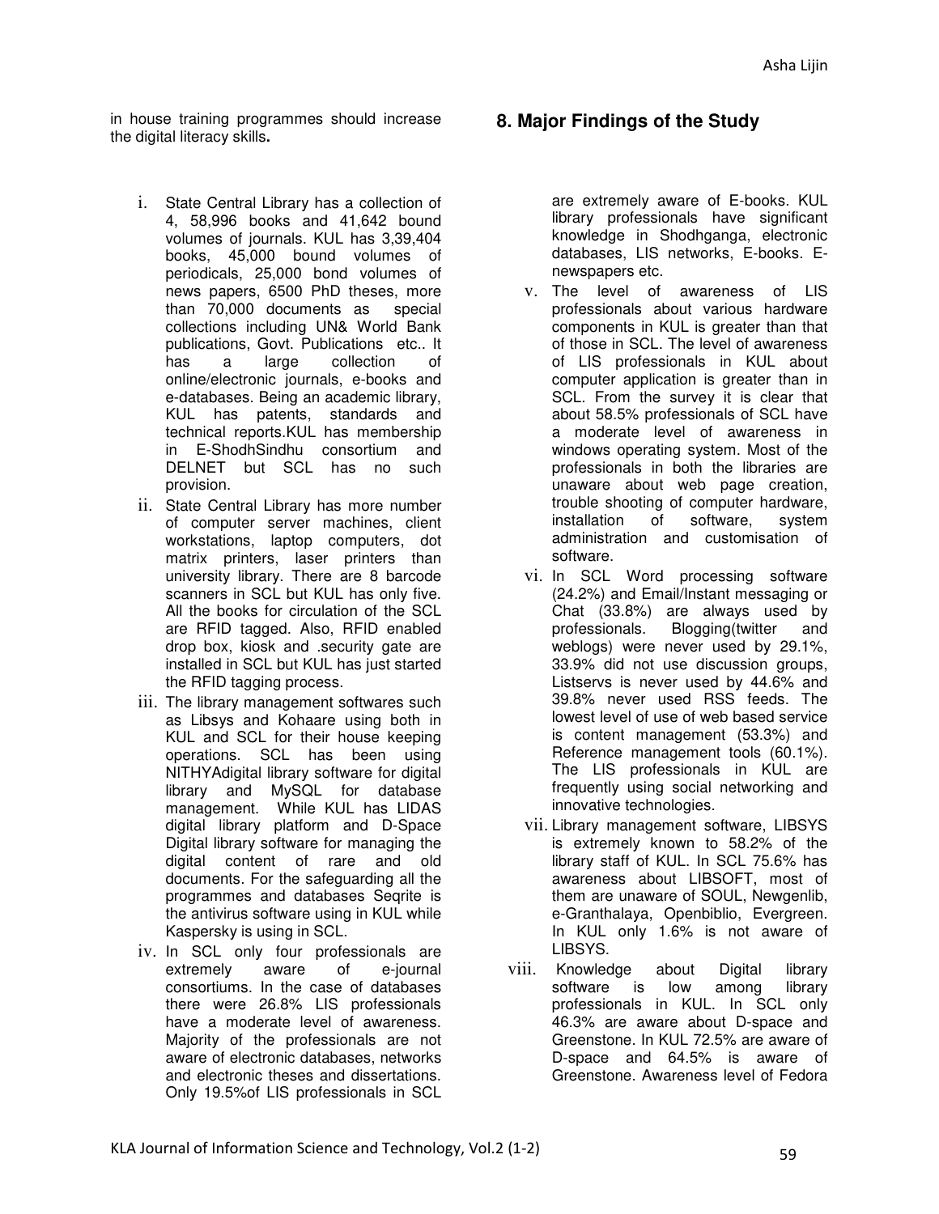in house training programmes should increase the digital literacy skills**.**

## 8. Major Findings of the Study

i. State Central Library has a collection of 4, 58,996 books and 41,642 bound volumes of journals. KUL has 3,39,404 books, 45,000 bound volumes of periodicals, 25,000 bond volumes of news papers, 6500 PhD theses, more than 70,000 documents as special collections including UN& World Bank publications, Govt. Publications etc.. It has a large collection of online/electronic journals, e-books and e-databases. Being an academic library, KUL has patents, standards and technical reports.KUL has membership in E-ShodhSindhu consortium and DELNET but SCL has no such provision.

ii. State Central Library has more number of computer server machines, client workstations, laptop computers, dot matrix printers, laser printers than university library. There are 8 barcode scanners in SCL but KUL has only five. All the books for circulation of the SCL are RFID tagged. Also, RFID enabled drop box, kiosk and .security gate are installed in SCL but KUL has just started the RFID tagging process.

iii. The library management softwares such as Libsys and Kohaare using both in KUL and SCL for their house keeping operations. SCL has been using NITHYAdigital library software for digital library and MySQL for database management. While KUL has LIDAS digital library platform and D-Space Digital library software for managing the digital content of rare and old documents. For the safeguarding all the programmes and databases Seqrite is the antivirus software using in KUL while Kaspersky is using in SCL.

iv. In SCL only four professionals are extremely aware of e-journal consortiums. In the case of databases there were 26.8% LIS professionals have a moderate level of awareness. Majority of the professionals are not aware of electronic databases, networks and electronic theses and dissertations. Only 19.5%of LIS professionals in SCL are extremely aware of E-books. KUL library professionals have significant knowledge in Shodhganga, electronic databases, LIS networks, E-books. E-newspapers etc.

v. The level of awareness of LIS professionals about various hardware components in KUL is greater than that of those in SCL. The level of awareness of LIS professionals in KUL about computer application is greater than in SCL. From the survey it is clear that about 58.5% professionals of SCL have a moderate level of awareness in windows operating system. Most of the professionals in both the libraries are unaware about web page creation, trouble shooting of computer hardware, installation of software, system administration and customisation of software.

vi. In SCL Word processing software (24.2%) and Email/Instant messaging or Chat (33.8%) are always used by professionals. Blogging(twitter and weblogs) were never used by 29.1%, 33.9% did not use discussion groups, Listservs is never used by 44.6% and 39.8% never used RSS feeds. The lowest level of use of web based service is content management (53.3%) and Reference management tools (60.1%). The LIS professionals in KUL are frequently using social networking and innovative technologies.

vii. Library management software, LIBSYS is extremely known to 58.2% of the library staff of KUL. In SCL 75.6% has awareness about LIBSOFT, most of them are unaware of SOUL, Newgenlib, e-Granthalaya, Openbiblio, Evergreen. In KUL only 1.6% is not aware of LIBSYS.

viii. Knowledge about Digital library software is low among library professionals in KUL. In SCL only 46.3% are aware about D-space and Greenstone. In KUL 72.5% are aware of D-space and 64.5% is aware of Greenstone. Awareness level of Fedora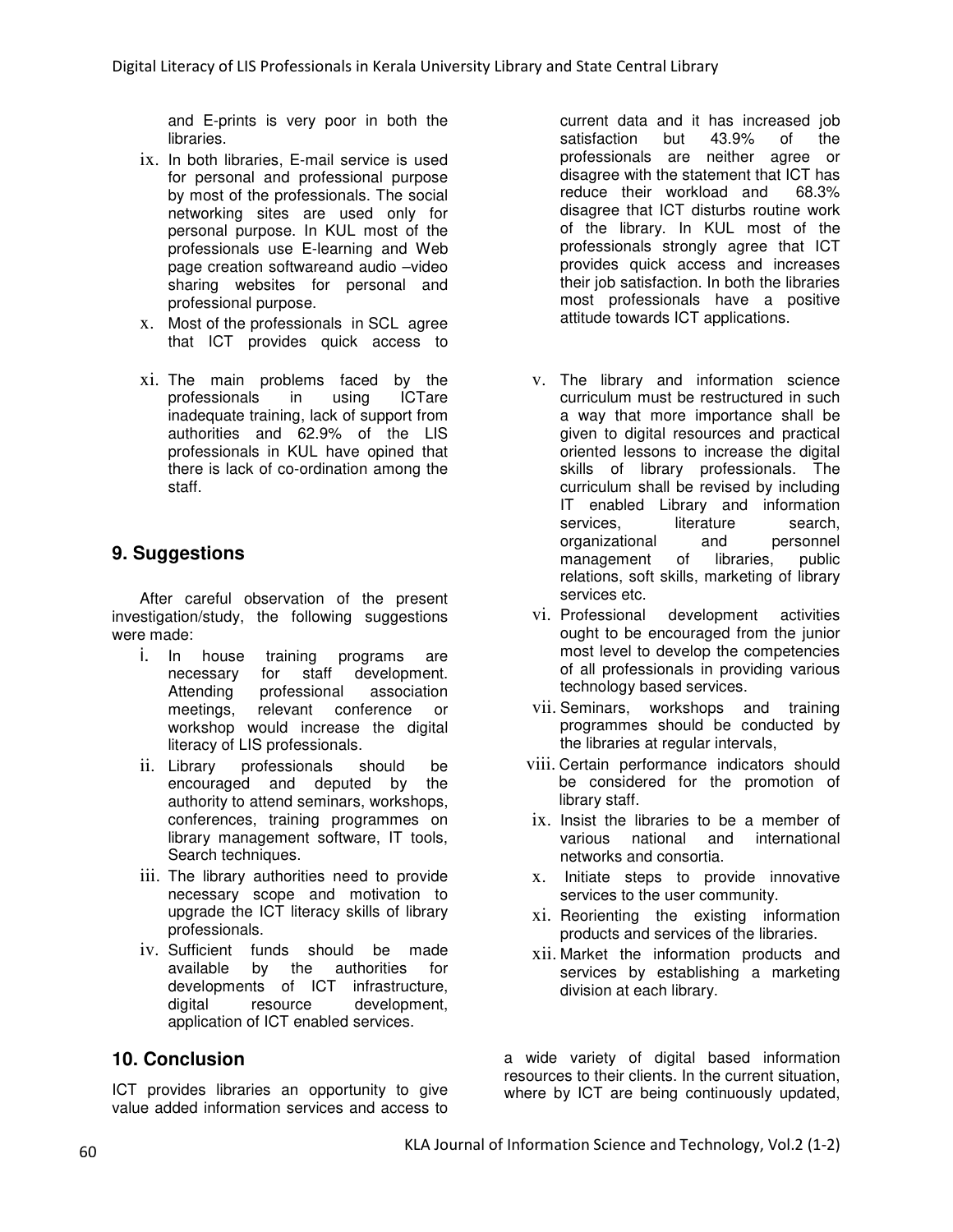and E-prints is very poor in both the libraries.

ix. In both libraries, E-mail service is used for personal and professional purpose by most of the professionals. The social networking sites are used only for personal purpose. In KUL most of the professionals use E-learning and Web page creation softwareand audio –video sharing websites for personal and professional purpose.

x. Most of the professionals in SCL agree that ICT provides quick access to current data and it has increased job satisfaction but 43.9% of the professionals are neither agree or disagree with the statement that ICT has reduce their workload and 68.3% disagree that ICT disturbs routine work of the library. In KUL most of the professionals strongly agree that ICT provides quick access and increases their job satisfaction. In both the libraries most professionals have a positive attitude towards ICT applications.

xi. The main problems faced by the professionals in using ICTare inadequate training, lack of support from authorities and 62.9% of the LIS professionals in KUL have opined that there is lack of co-ordination among the staff.

## 9. Suggestions

After careful observation of the present investigation/study, the following suggestions were made:

i. In house training programs are necessary for staff development. Attending professional association meetings, relevant conference or workshop would increase the digital literacy of LIS professionals.

ii. Library professionals should be encouraged and deputed by the authority to attend seminars, workshops, conferences, training programmes on library management software, IT tools, Search techniques.

iii. The library authorities need to provide necessary scope and motivation to upgrade the ICT literacy skills of library professionals.

iv. Sufficient funds should be made available by the authorities for developments of ICT infrastructure, digital resource development, application of ICT enabled services.

v. The library and information science curriculum must be restructured in such a way that more importance shall be given to digital resources and practical oriented lessons to increase the digital skills of library professionals. The curriculum shall be revised by including IT enabled Library and information services, literature search, organizational and personnel management of libraries, public relations, soft skills, marketing of library services etc.

vi. Professional development activities ought to be encouraged from the junior most level to develop the competencies of all professionals in providing various technology based services.

vii. Seminars, workshops and training programmes should be conducted by the libraries at regular intervals,

viii. Certain performance indicators should be considered for the promotion of library staff.

ix. Insist the libraries to be a member of various national and international networks and consortia.

x. Initiate steps to provide innovative services to the user community.

xi. Reorienting the existing information products and services of the libraries.

xii. Market the information products and services by establishing a marketing division at each library.

## 10. Conclusion

ICT provides libraries an opportunity to give value added information services and access to a wide variety of digital based information resources to their clients. In the current situation, where by ICT are being continuously updated,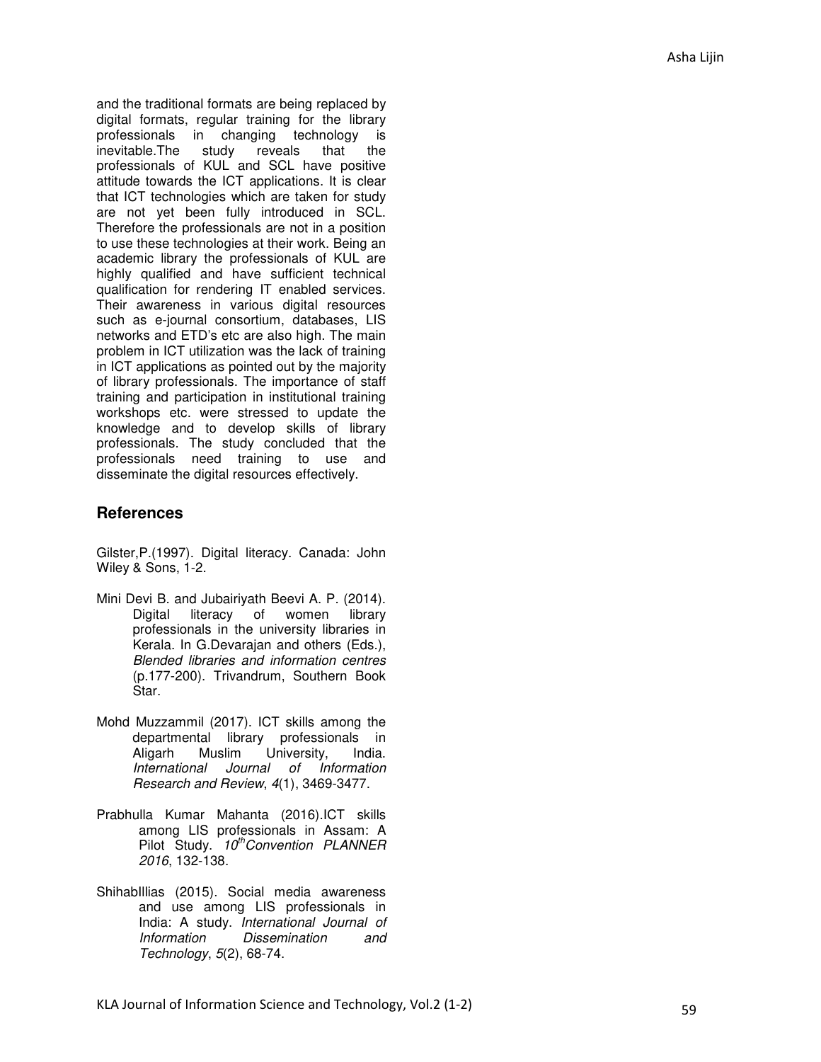and the traditional formats are being replaced by digital formats, regular training for the library professionals in changing technology is inevitable.The study reveals that the professionals of KUL and SCL have positive attitude towards the ICT applications. It is clear that ICT technologies which are taken for study are not yet been fully introduced in SCL. Therefore the professionals are not in a position to use these technologies at their work. Being an academic library the professionals of KUL are highly qualified and have sufficient technical qualification for rendering IT enabled services. Their awareness in various digital resources such as e-journal consortium, databases, LIS networks and ETD's etc are also high. The main problem in ICT utilization was the lack of training in ICT applications as pointed out by the majority of library professionals. The importance of staff training and participation in institutional training workshops etc. were stressed to update the knowledge and to develop skills of library professionals. The study concluded that the professionals need training to use and disseminate the digital resources effectively.

## References

Gilster,P.(1997). Digital literacy. Canada: John Wiley & Sons, 1-2.

Mini Devi B. and Jubairiyath Beevi A. P. (2014). Digital literacy of women library professionals in the university libraries in Kerala. In G.Devarajan and others (Eds.), *Blended libraries and information centres* (p.177-200). Trivandrum, Southern Book Star.

Mohd Muzzammil (2017). ICT skills among the departmental library professionals in Aligarh Muslim University, India. *International Journal of Information Research and Review*, *4*(1), 3469-3477.

Prabhulla Kumar Mahanta (2016).ICT skills among LIS professionals in Assam: A Pilot Study. *10th Convention PLANNER 2016*, 132-138.

ShihabIllias (2015). Social media awareness and use among LIS professionals in India: A study. *International Journal of Information Dissemination and Technology*, *5*(2), 68-74.